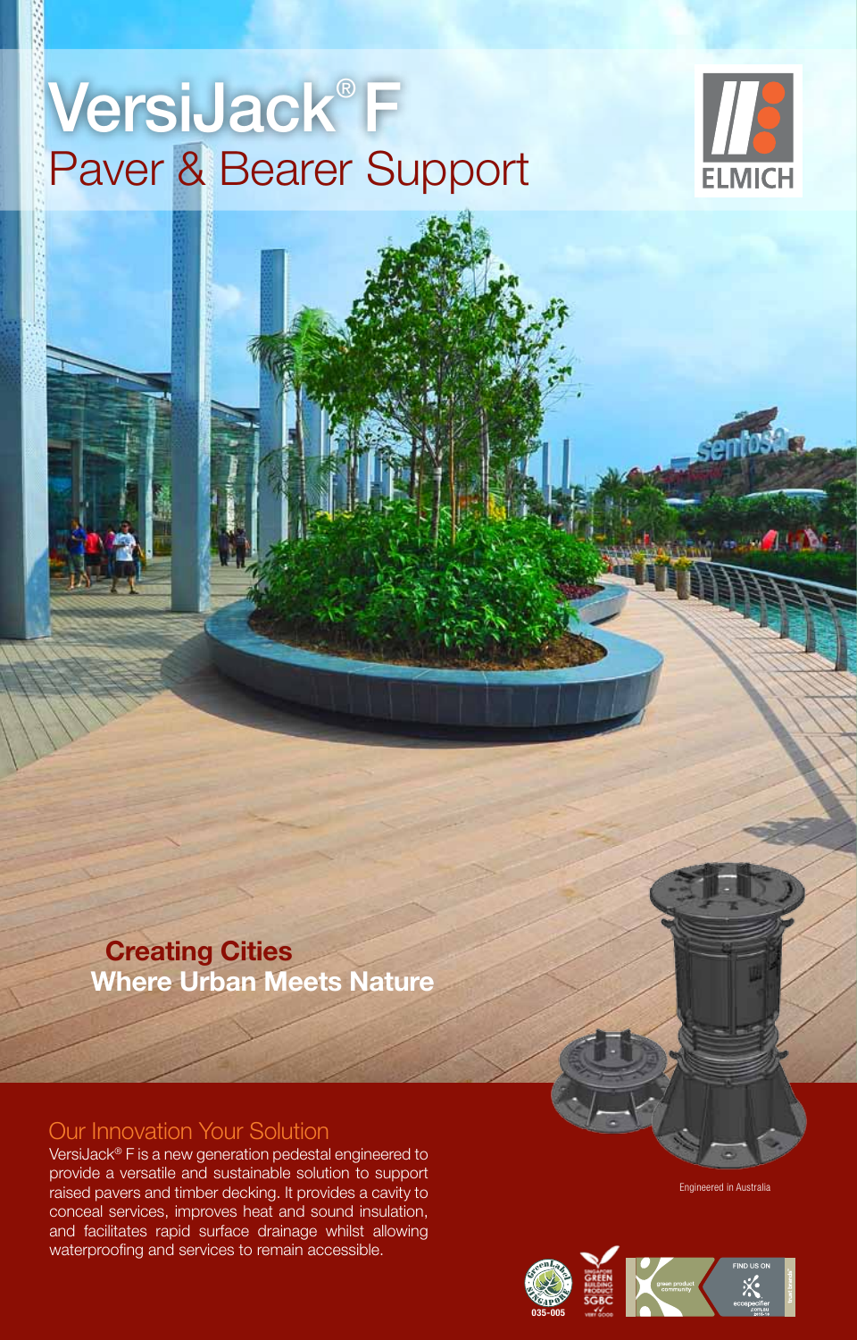# VersiJack® F

## Paver & Bearer Support

ELMICH

**Creating Cities**
**Where Urban Meets Nature**

## Our Innovation Your Solution

VersiJack® F is a new generation pedestal engineered to provide a versatile and sustainable solution to support raised pavers and timber decking. It provides a cavity to conceal services, improves heat and sound insulation, and facilitates rapid surface drainage whilst allowing waterproofing and services to remain accessible.

Engineered in Australia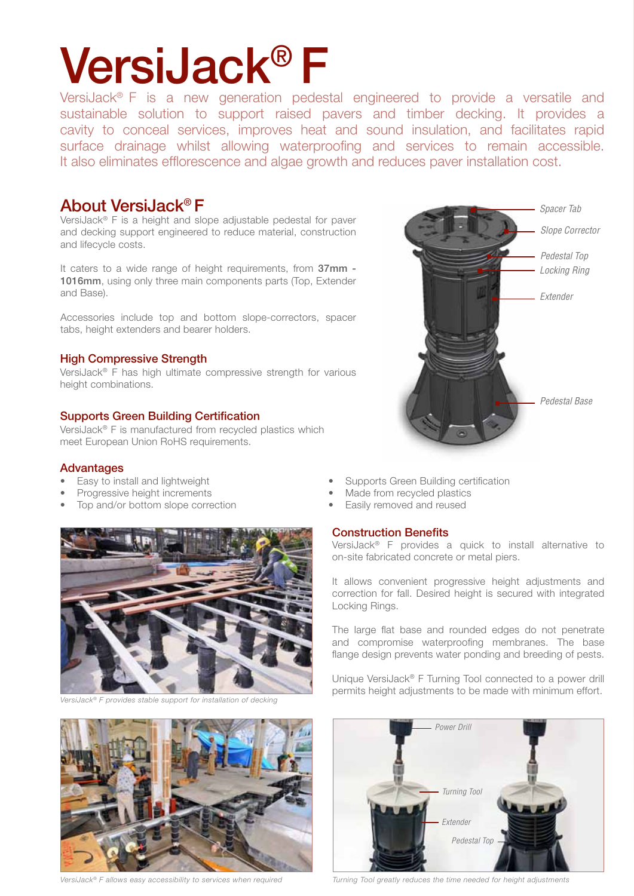# VersiJack® F

VersiJack® F is a new generation pedestal engineered to provide a versatile and sustainable solution to support raised pavers and timber decking. It provides a cavity to conceal services, improves heat and sound insulation, and facilitates rapid surface drainage whilst allowing waterproofing and services to remain accessible. It also eliminates efflorescence and algae growth and reduces paver installation cost.

## About VersiJack® F

VersiJack® F is a height and slope adjustable pedestal for paver and decking support engineered to reduce material, construction and lifecycle costs.

It caters to a wide range of height requirements, from **37mm - 1016mm**, using only three main components parts (Top, Extender and Base).

Accessories include top and bottom slope-correctors, spacer tabs, height extenders and bearer holders.

*Spacer Tab*

*Slope Corrector*

*Pedestal Top*

*Locking Ring*

*Extender*

*Pedestal Base*

### High Compressive Strength

VersiJack® F has high ultimate compressive strength for various height combinations.

### Supports Green Building Certification

VersiJack® F is manufactured from recycled plastics which meet European Union RoHS requirements.

### Advantages

- Easy to install and lightweight
- Progressive height increments
- Top and/or bottom slope correction
- Supports Green Building certification
- Made from recycled plastics
- Easily removed and reused

### Construction Benefits

VersiJack® F provides a quick to install alternative to on-site fabricated concrete or metal piers.

It allows convenient progressive height adjustments and correction for fall. Desired height is secured with integrated Locking Rings.

The large flat base and rounded edges do not penetrate and compromise waterproofing membranes. The base flange design prevents water ponding and breeding of pests.

Unique VersiJack® F Turning Tool connected to a power drill permits height adjustments to be made with minimum effort.

*VersiJack® F provides stable support for installation of decking*

*VersiJack® F allows easy accessibility to services when required*

*Power Drill*

*Turning Tool*

*Extender*

*Pedestal Top*

*Turning Tool greatly reduces the time needed for height adjustments*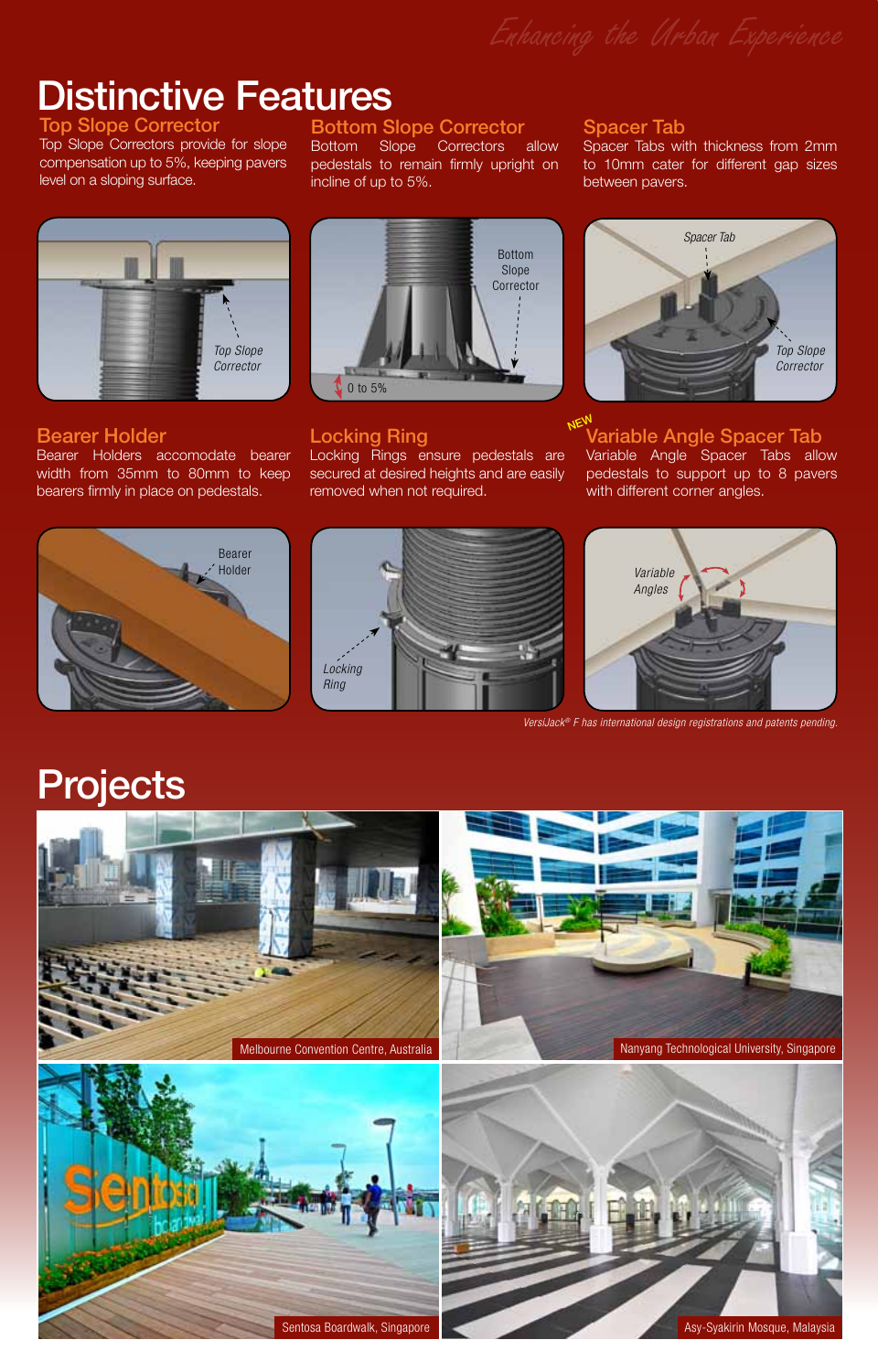*Enhancing the Urban Experience*

# Distinctive Features

### Top Slope Corrector

Top Slope Correctors provide for slope compensation up to 5%, keeping pavers level on a sloping surface.

### Bottom Slope Corrector

Bottom Slope Correctors allow pedestals to remain firmly upright on incline of up to 5%.

### Spacer Tab

Spacer Tabs with thickness from 2mm to 10mm cater for different gap sizes between pavers.

Top Slope Corrector

Bottom Slope Corrector

0 to 5%

Spacer Tab

Top Slope Corrector

### Bearer Holder

Bearer Holders accomodate bearer width from 35mm to 80mm to keep bearers firmly in place on pedestals.

### Locking Ring

Locking Rings ensure pedestals are secured at desired heights and are easily removed when not required.

### NEW Variable Angle Spacer Tab

Variable Angle Spacer Tabs allow pedestals to support up to 8 pavers with different corner angles.

Bearer Holder

Locking Ring

Variable Angles

*VersiJack® F has international design registrations and patents pending.*

# Projects

Melbourne Convention Centre, Australia

Nanyang Technological University, Singapore

Sentosa Boardwalk, Singapore

Asy-Syakirin Mosque, Malaysia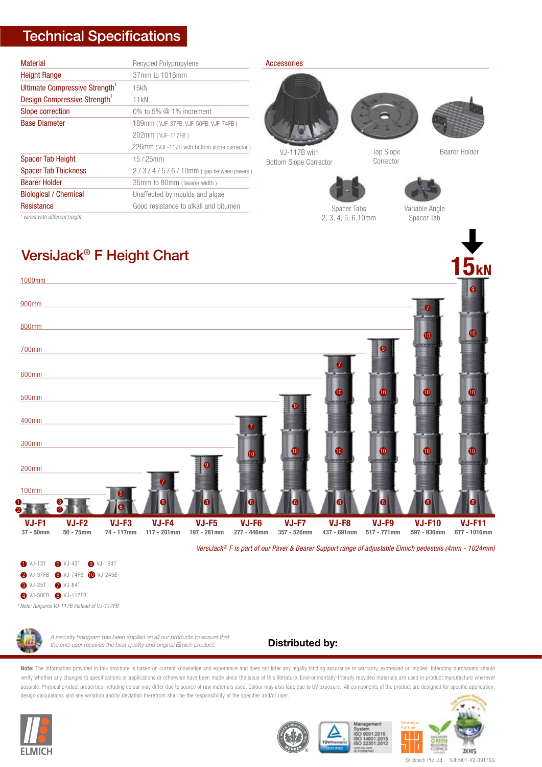# Technical Specifications

| | |
|---|---|
| Material | Recycled Polypropylene |
| Height Range | 37mm to 1016mm |
| Ultimate Compressive Strength[1] | 15kN |
| Design Compressive Strength[1] | 11kN |
| Slope correction | 0% to 5% @ 1% increment |
| Base Diameter | 189mm ( VJF-37FB, VJF-50FB, VJF-74FB ) |
| | 202mm ( VJF-117FB ) |
| | 226mm ( VJF-117B with bottom slope corrector ) |
| Spacer Tab Height | 15 / 25mm |
| Spacer Tab Thickness | 2 / 3 / 4 / 5 / 6 / 10mm ( gap between pavers ) |
| Bearer Holder | 35mm to 80mm ( bearer width ) |
| Biological / Chemical | Unaffected by moulds and algae |
| Resistance | Good resistance to alkali and bitumen |

[1] varies with different height

## Accessories

VJ-117B with Bottom Slope Corrector

Top Slope Corrector

Bearer Holder

Spacer Tabs 2, 3, 4, 5, 6,10mm

Variable Angle Spacer Tab

## VersiJack® F Height Chart

15kN

1000mm
900mm
800mm
700mm
600mm
500mm
400mm
300mm
200mm
100mm

VJ-F1 37 - 50mm
VJ-F2 50 - 75mm
VJ-F3 74 - 117mm
VJ-F4 117 - 201mm
VJ-F5 197 - 281mm
VJ-F6 277 - 446mm
VJ-F7 357 - 526mm
VJ-F8 437 - 691mm
VJ-F9 517 - 771mm
VJ-F10 597 - 936mm
VJ-F11 677 - 1016mm

*VersiJack® F is part of our Paver & Bearer Support range of adjustable Elmich pedestals (4mm - 1024mm)*

1. VJ-13T
2. VJ-37FB
3. VJ-25T
4. VJ-50FB
5. VJ-43T
6. VJ-74FB
7. VJ-84T
8. VJ-117FB
9. VJ-164T
10. VJ-245E

*\* Note: Requires VJ-117B instead of VJ-117FB*

*A security hologram has been applied on all our products to ensure that the end-user receives the best quality and original Elmich product.*

**Distributed by:**

**Note:** The information provided in this brochure is based on current knowledge and experience and does not infer any legally binding assurance or warranty, expressed or implied. Intending purchasers should verify whether any changes to specifications or applications or otherwise have been made since the issue of this literature. Environmentally-friendly recycled materials are used in product manufacture wherever possible. Physical product properties including colour may differ due to source of raw materials used. Colour may also fade due to UV exposure. All components of the product are designed for specific application, design calculations and any variation and/or deviation therefrom shall be the responsibility of the specifier and/or user.

ELMICH

Management System ISO 9001:2015 ISO 14001:2015 ISO 22301:2012

Strategic Partner

© Elmich Pte Ltd VJF/001-V2-0917SG